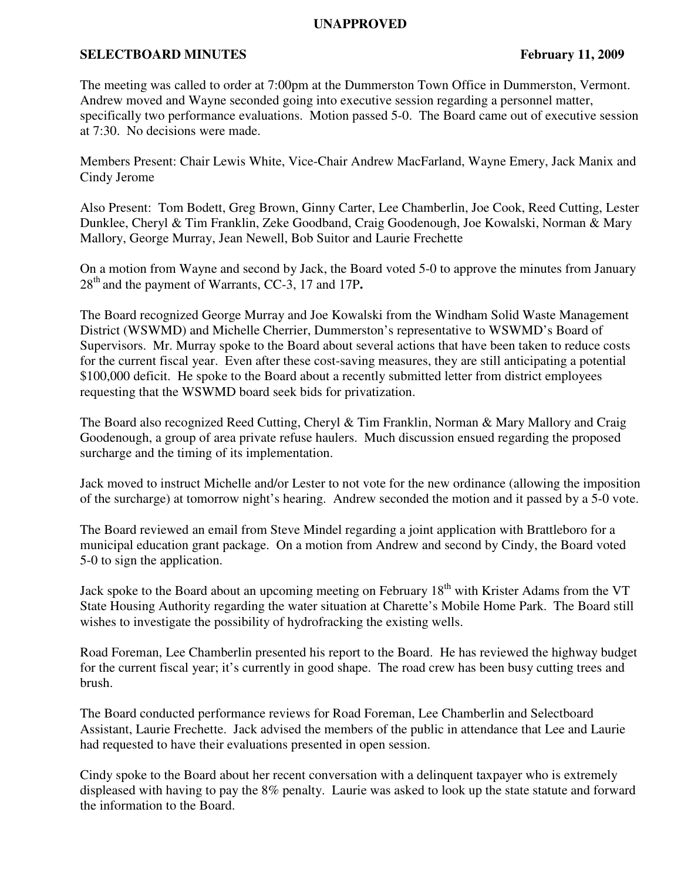**UNAPPROVED**

**SELECTBOARD MINUTES February 11, 2009**

The meeting was called to order at 7:00pm at the Dummerston Town Office in Dummerston, Vermont. Andrew moved and Wayne seconded going into executive session regarding a personnel matter, specifically two performance evaluations. Motion passed 5-0. The Board came out of executive session at 7:30. No decisions were made.

Members Present: Chair Lewis White, Vice-Chair Andrew MacFarland, Wayne Emery, Jack Manix and Cindy Jerome

Also Present: Tom Bodett, Greg Brown, Ginny Carter, Lee Chamberlin, Joe Cook, Reed Cutting, Lester Dunklee, Cheryl & Tim Franklin, Zeke Goodband, Craig Goodenough, Joe Kowalski, Norman & Mary Mallory, George Murray, Jean Newell, Bob Suitor and Laurie Frechette

On a motion from Wayne and second by Jack, the Board voted 5-0 to approve the minutes from January 28th and the payment of Warrants, CC-3, 17 and 17P**.**

The Board recognized George Murray and Joe Kowalski from the Windham Solid Waste Management District (WSWMD) and Michelle Cherrier, Dummerston's representative to WSWMD's Board of Supervisors. Mr. Murray spoke to the Board about several actions that have been taken to reduce costs for the current fiscal year. Even after these cost-saving measures, they are still anticipating a potential $100,000 deficit. He spoke to the Board about a recently submitted letter from district employees requesting that the WSWMD board seek bids for privatization.

The Board also recognized Reed Cutting, Cheryl & Tim Franklin, Norman & Mary Mallory and Craig Goodenough, a group of area private refuse haulers. Much discussion ensued regarding the proposed surcharge and the timing of its implementation.

Jack moved to instruct Michelle and/or Lester to not vote for the new ordinance (allowing the imposition of the surcharge) at tomorrow night's hearing. Andrew seconded the motion and it passed by a 5-0 vote.

The Board reviewed an email from Steve Mindel regarding a joint application with Brattleboro for a municipal education grant package. On a motion from Andrew and second by Cindy, the Board voted 5-0 to sign the application.

Jack spoke to the Board about an upcoming meeting on February 18th with Krister Adams from the VT State Housing Authority regarding the water situation at Charette's Mobile Home Park. The Board still wishes to investigate the possibility of hydrofracking the existing wells.

Road Foreman, Lee Chamberlin presented his report to the Board. He has reviewed the highway budget for the current fiscal year; it's currently in good shape. The road crew has been busy cutting trees and brush.

The Board conducted performance reviews for Road Foreman, Lee Chamberlin and Selectboard Assistant, Laurie Frechette. Jack advised the members of the public in attendance that Lee and Laurie had requested to have their evaluations presented in open session.

Cindy spoke to the Board about her recent conversation with a delinquent taxpayer who is extremely displeased with having to pay the 8% penalty. Laurie was asked to look up the state statute and forward the information to the Board.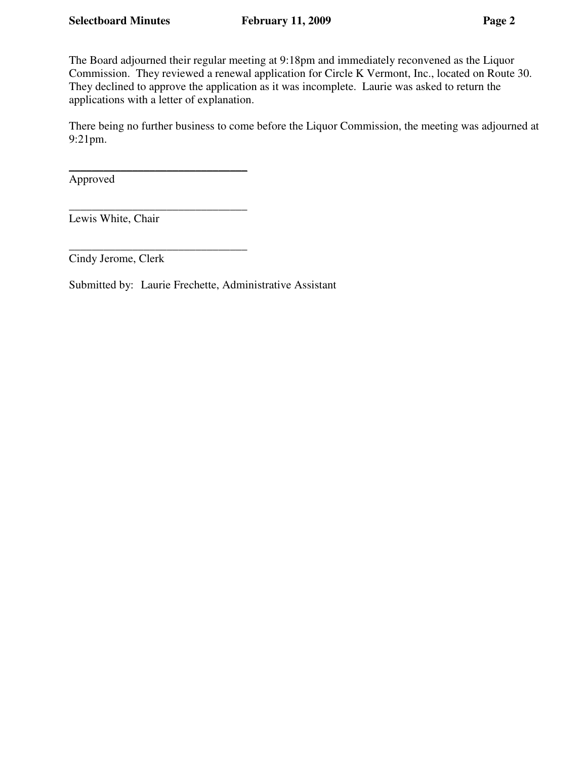The Board adjourned their regular meeting at 9:18pm and immediately reconvened as the Liquor Commission. They reviewed a renewal application for Circle K Vermont, Inc., located on Route 30. They declined to approve the application as it was incomplete. Laurie was asked to return the applications with a letter of explanation.

There being no further business to come before the Liquor Commission, the meeting was adjourned at 9:21pm.

_______________________________
Approved

_______________________________
Lewis White, Chair

_______________________________
Cindy Jerome, Clerk

Submitted by: Laurie Frechette, Administrative Assistant